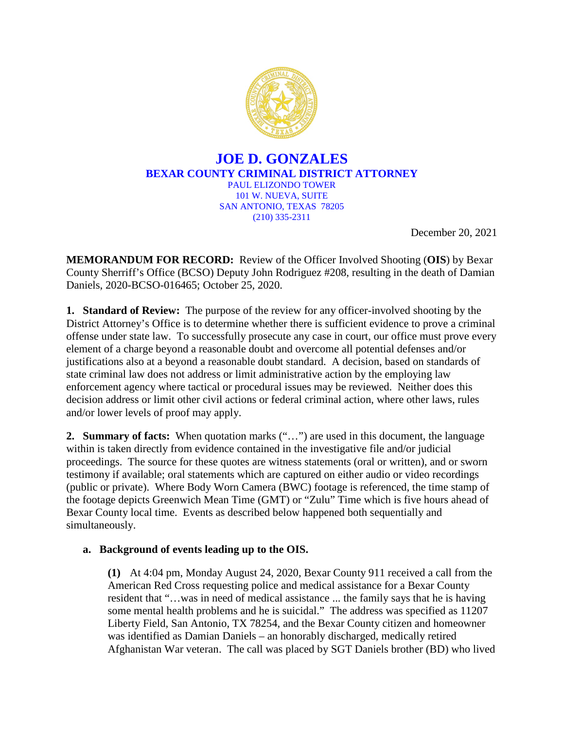# JOE D. GONZALES

## BEXAR COUNTY CRIMINAL DISTRICT ATTORNEY

PAUL ELIZONDO TOWER
101 W. NUEVA, SUITE
SAN ANTONIO, TEXAS 78205
(210) 335-2311

December 20, 2021

**MEMORANDUM FOR RECORD:** Review of the Officer Involved Shooting (**OIS**) by Bexar County Sherriff's Office (BCSO) Deputy John Rodriguez #208, resulting in the death of Damian Daniels, 2020-BCSO-016465; October 25, 2020.

**1. Standard of Review:** The purpose of the review for any officer-involved shooting by the District Attorney's Office is to determine whether there is sufficient evidence to prove a criminal offense under state law. To successfully prosecute any case in court, our office must prove every element of a charge beyond a reasonable doubt and overcome all potential defenses and/or justifications also at a beyond a reasonable doubt standard. A decision, based on standards of state criminal law does not address or limit administrative action by the employing law enforcement agency where tactical or procedural issues may be reviewed. Neither does this decision address or limit other civil actions or federal criminal action, where other laws, rules and/or lower levels of proof may apply.

**2. Summary of facts:** When quotation marks ("…") are used in this document, the language within is taken directly from evidence contained in the investigative file and/or judicial proceedings. The source for these quotes are witness statements (oral or written), and or sworn testimony if available; oral statements which are captured on either audio or video recordings (public or private). Where Body Worn Camera (BWC) footage is referenced, the time stamp of the footage depicts Greenwich Mean Time (GMT) or "Zulu" Time which is five hours ahead of Bexar County local time. Events as described below happened both sequentially and simultaneously.

**a. Background of events leading up to the OIS.**

**(1)** At 4:04 pm, Monday August 24, 2020, Bexar County 911 received a call from the American Red Cross requesting police and medical assistance for a Bexar County resident that "…was in need of medical assistance ... the family says that he is having some mental health problems and he is suicidal." The address was specified as 11207 Liberty Field, San Antonio, TX 78254, and the Bexar County citizen and homeowner was identified as Damian Daniels – an honorably discharged, medically retired Afghanistan War veteran. The call was placed by SGT Daniels brother (BD) who lived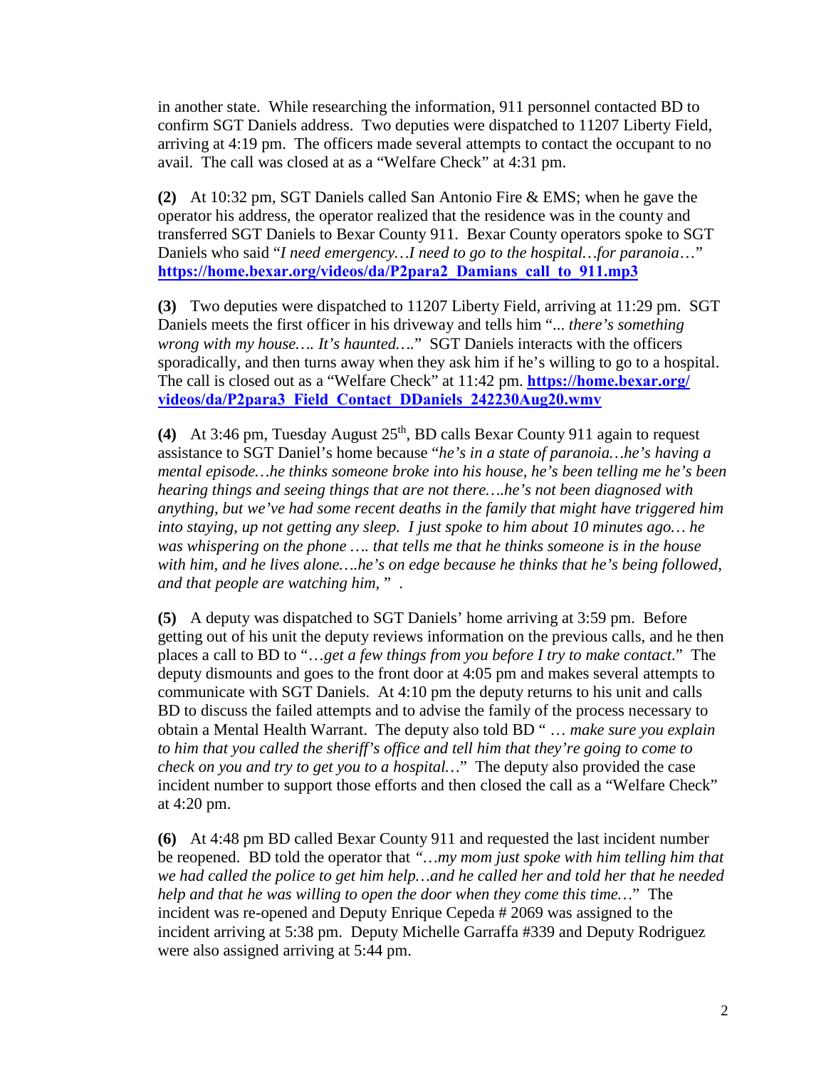in another state. While researching the information, 911 personnel contacted BD to confirm SGT Daniels address. Two deputies were dispatched to 11207 Liberty Field, arriving at 4:19 pm. The officers made several attempts to contact the occupant to no avail. The call was closed at as a "Welfare Check" at 4:31 pm.

**(2)** At 10:32 pm, SGT Daniels called San Antonio Fire & EMS; when he gave the operator his address, the operator realized that the residence was in the county and transferred SGT Daniels to Bexar County 911. Bexar County operators spoke to SGT Daniels who said "*I need emergency…I need to go to the hospital…for paranoia*…" **https://home.bexar.org/videos/da/P2para2_Damians_call_to_911.mp3**

**(3)** Two deputies were dispatched to 11207 Liberty Field, arriving at 11:29 pm. SGT Daniels meets the first officer in his driveway and tells him "*... there's something wrong with my house…. It's haunted….*" SGT Daniels interacts with the officers sporadically, and then turns away when they ask him if he's willing to go to a hospital. The call is closed out as a "Welfare Check" at 11:42 pm. **https://home.bexar.org/videos/da/P2para3_Field_Contact_DDaniels_242230Aug20.wmv**

**(4)** At 3:46 pm, Tuesday August 25th, BD calls Bexar County 911 again to request assistance to SGT Daniel's home because "*he's in a state of paranoia…he's having a mental episode…he thinks someone broke into his house, he's been telling me he's been hearing things and seeing things that are not there….he's not been diagnosed with anything, but we've had some recent deaths in the family that might have triggered him into staying, up not getting any sleep. I just spoke to him about 10 minutes ago… he was whispering on the phone …. that tells me that he thinks someone is in the house with him, and he lives alone….he's on edge because he thinks that he's being followed, and that people are watching him,* " .

**(5)** A deputy was dispatched to SGT Daniels' home arriving at 3:59 pm. Before getting out of his unit the deputy reviews information on the previous calls, and he then places a call to BD to "*…get a few things from you before I try to make contact*." The deputy dismounts and goes to the front door at 4:05 pm and makes several attempts to communicate with SGT Daniels. At 4:10 pm the deputy returns to his unit and calls BD to discuss the failed attempts and to advise the family of the process necessary to obtain a Mental Health Warrant. The deputy also told BD " … *make sure you explain to him that you called the sheriff's office and tell him that they're going to come to check on you and try to get you to a hospital…*" The deputy also provided the case incident number to support those efforts and then closed the call as a "Welfare Check" at 4:20 pm.

**(6)** At 4:48 pm BD called Bexar County 911 and requested the last incident number be reopened. BD told the operator that *"…my mom just spoke with him telling him that we had called the police to get him help…and he called her and told her that he needed help and that he was willing to open the door when they come this time…*" The incident was re-opened and Deputy Enrique Cepeda # 2069 was assigned to the incident arriving at 5:38 pm. Deputy Michelle Garraffa #339 and Deputy Rodriguez were also assigned arriving at 5:44 pm.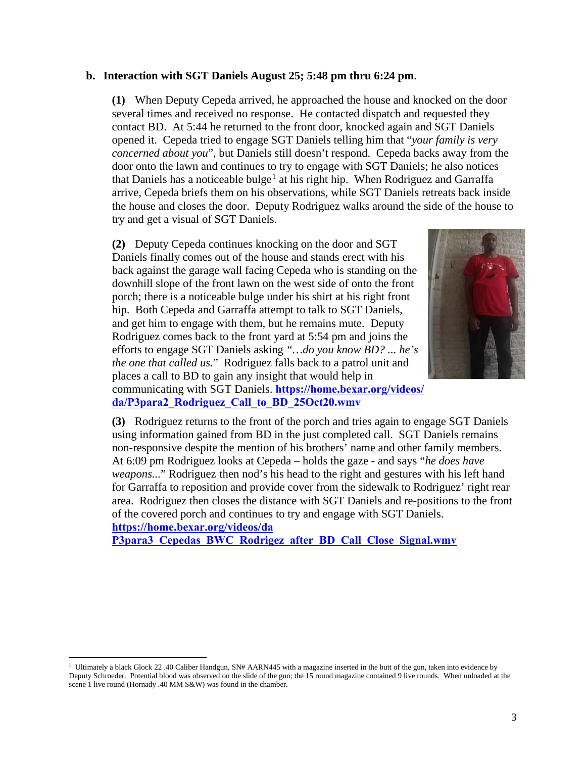**b. Interaction with SGT Daniels August 25; 5:48 pm thru 6:24 pm**.

**(1)** When Deputy Cepeda arrived, he approached the house and knocked on the door several times and received no response. He contacted dispatch and requested they contact BD. At 5:44 he returned to the front door, knocked again and SGT Daniels opened it. Cepeda tried to engage SGT Daniels telling him that "*your family is very concerned about you*", but Daniels still doesn't respond. Cepeda backs away from the door onto the lawn and continues to try to engage with SGT Daniels; he also notices that Daniels has a noticeable bulge[1] at his right hip. When Rodriguez and Garraffa arrive, Cepeda briefs them on his observations, while SGT Daniels retreats back inside the house and closes the door. Deputy Rodriguez walks around the side of the house to try and get a visual of SGT Daniels.

**(2)** Deputy Cepeda continues knocking on the door and SGT Daniels finally comes out of the house and stands erect with his back against the garage wall facing Cepeda who is standing on the downhill slope of the front lawn on the west side of onto the front porch; there is a noticeable bulge under his shirt at his right front hip. Both Cepeda and Garraffa attempt to talk to SGT Daniels, and get him to engage with them, but he remains mute. Deputy Rodriguez comes back to the front yard at 5:54 pm and joins the efforts to engage SGT Daniels asking *"…do you know BD? ... he's the one that called us*." Rodriguez falls back to a patrol unit and places a call to BD to gain any insight that would help in communicating with SGT Daniels. **https://home.bexar.org/videos/da/P3para2_Rodriguez_Call_to_BD_25Oct20.wmv**

**(3)** Rodriguez returns to the front of the porch and tries again to engage SGT Daniels using information gained from BD in the just completed call. SGT Daniels remains non-responsive despite the mention of his brothers' name and other family members. At 6:09 pm Rodriguez looks at Cepeda – holds the gaze - and says "*he does have weapons...*" Rodriguez then nod's his head to the right and gestures with his left hand for Garraffa to reposition and provide cover from the sidewalk to Rodriguez' right rear area. Rodriguez then closes the distance with SGT Daniels and re-positions to the front of the covered porch and continues to try and engage with SGT Daniels. **https://home.bexar.org/videos/da P3para3_Cepedas_BWC_Rodrigez_after_BD_Call_Close_Signal.wmv**

[1] Ultimately a black Glock 22 .40 Caliber Handgun, SN# AARN445 with a magazine inserted in the butt of the gun, taken into evidence by Deputy Schroeder. Potential blood was observed on the slide of the gun; the 15 round magazine contained 9 live rounds. When unloaded at the scene 1 live round (Hornady .40 MM S&W) was found in the chamber.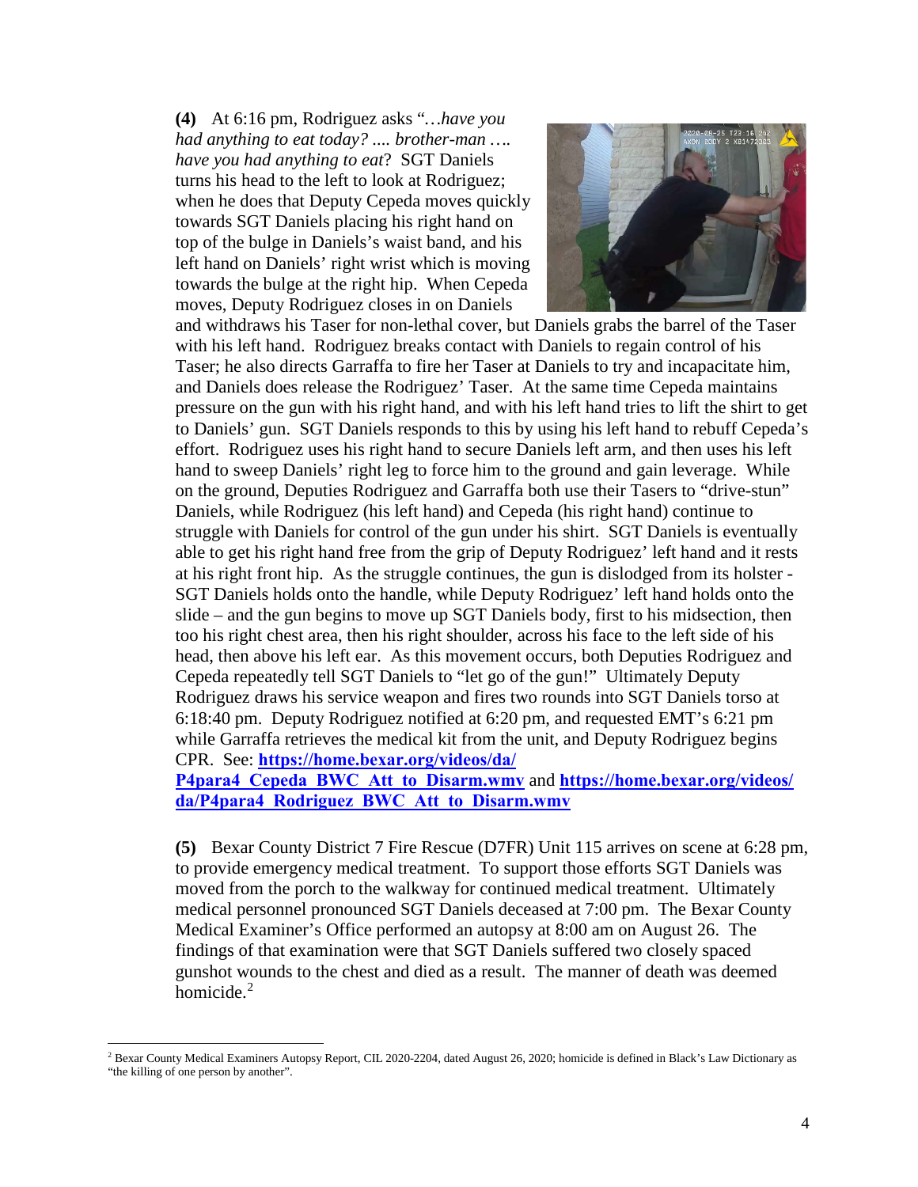**(4)** At 6:16 pm, Rodriguez asks "*…have you had anything to eat today? .... brother-man …. have you had anything to eat*? SGT Daniels turns his head to the left to look at Rodriguez; when he does that Deputy Cepeda moves quickly towards SGT Daniels placing his right hand on top of the bulge in Daniels's waist band, and his left hand on Daniels' right wrist which is moving towards the bulge at the right hip. When Cepeda moves, Deputy Rodriguez closes in on Daniels and withdraws his Taser for non-lethal cover, but Daniels grabs the barrel of the Taser with his left hand. Rodriguez breaks contact with Daniels to regain control of his Taser; he also directs Garraffa to fire her Taser at Daniels to try and incapacitate him, and Daniels does release the Rodriguez' Taser. At the same time Cepeda maintains pressure on the gun with his right hand, and with his left hand tries to lift the shirt to get to Daniels' gun. SGT Daniels responds to this by using his left hand to rebuff Cepeda's effort. Rodriguez uses his right hand to secure Daniels left arm, and then uses his left hand to sweep Daniels' right leg to force him to the ground and gain leverage. While on the ground, Deputies Rodriguez and Garraffa both use their Tasers to "drive-stun" Daniels, while Rodriguez (his left hand) and Cepeda (his right hand) continue to struggle with Daniels for control of the gun under his shirt. SGT Daniels is eventually able to get his right hand free from the grip of Deputy Rodriguez' left hand and it rests at his right front hip. As the struggle continues, the gun is dislodged from its holster - SGT Daniels holds onto the handle, while Deputy Rodriguez' left hand holds onto the slide – and the gun begins to move up SGT Daniels body, first to his midsection, then too his right chest area, then his right shoulder, across his face to the left side of his head, then above his left ear. As this movement occurs, both Deputies Rodriguez and Cepeda repeatedly tell SGT Daniels to "let go of the gun!" Ultimately Deputy Rodriguez draws his service weapon and fires two rounds into SGT Daniels torso at 6:18:40 pm. Deputy Rodriguez notified at 6:20 pm, and requested EMT's 6:21 pm while Garraffa retrieves the medical kit from the unit, and Deputy Rodriguez begins CPR. See: **https://home.bexar.org/videos/da/P4para4_Cepeda_BWC_Att_to_Disarm.wmv** and **https://home.bexar.org/videos/da/P4para4_Rodriguez_BWC_Att_to_Disarm.wmv**

**(5)** Bexar County District 7 Fire Rescue (D7FR) Unit 115 arrives on scene at 6:28 pm, to provide emergency medical treatment. To support those efforts SGT Daniels was moved from the porch to the walkway for continued medical treatment. Ultimately medical personnel pronounced SGT Daniels deceased at 7:00 pm. The Bexar County Medical Examiner's Office performed an autopsy at 8:00 am on August 26. The findings of that examination were that SGT Daniels suffered two closely spaced gunshot wounds to the chest and died as a result. The manner of death was deemed homicide.[2]

[2] Bexar County Medical Examiners Autopsy Report, CIL 2020-2204, dated August 26, 2020; homicide is defined in Black's Law Dictionary as "the killing of one person by another".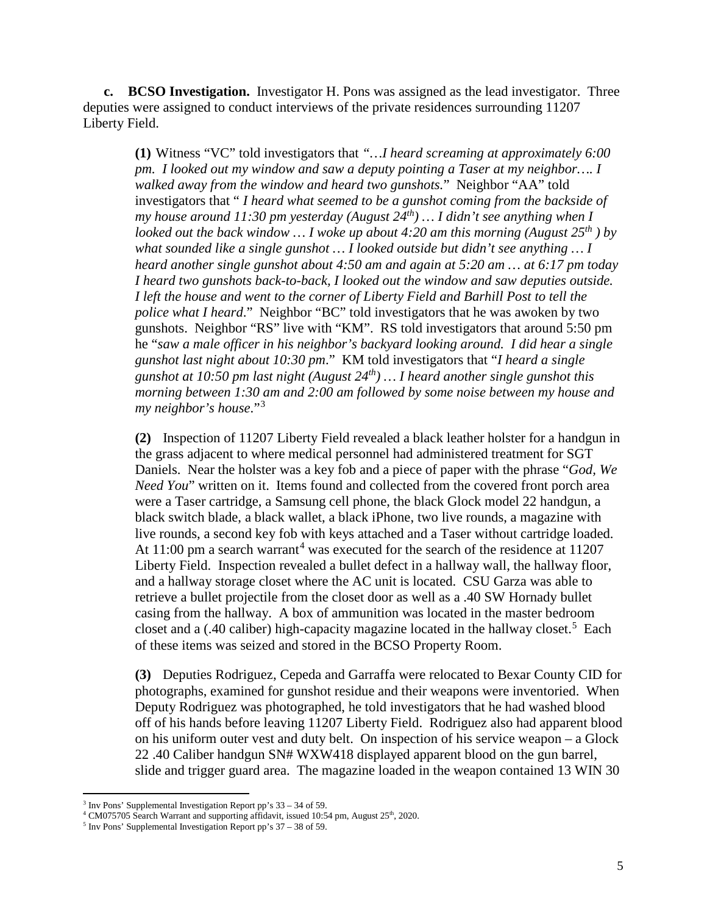**c. BCSO Investigation.** Investigator H. Pons was assigned as the lead investigator. Three deputies were assigned to conduct interviews of the private residences surrounding 11207 Liberty Field.

**(1)** Witness "VC" told investigators that *"…I heard screaming at approximately 6:00 pm. I looked out my window and saw a deputy pointing a Taser at my neighbor…. I walked away from the window and heard two gunshots.*" Neighbor "AA" told investigators that " *I heard what seemed to be a gunshot coming from the backside of my house around 11:30 pm yesterday (August 24th) … I didn't see anything when I looked out the back window … I woke up about 4:20 am this morning (August 25th ) by what sounded like a single gunshot … I looked outside but didn't see anything … I heard another single gunshot about 4:50 am and again at 5:20 am … at 6:17 pm today I heard two gunshots back-to-back, I looked out the window and saw deputies outside. I left the house and went to the corner of Liberty Field and Barhill Post to tell the police what I heard*." Neighbor "BC" told investigators that he was awoken by two gunshots. Neighbor "RS" live with "KM". RS told investigators that around 5:50 pm he "*saw a male officer in his neighbor's backyard looking around. I did hear a single gunshot last night about 10:30 pm*." KM told investigators that "*I heard a single gunshot at 10:50 pm last night (August 24th) … I heard another single gunshot this morning between 1:30 am and 2:00 am followed by some noise between my house and my neighbor's house.*"[3]

**(2)** Inspection of 11207 Liberty Field revealed a black leather holster for a handgun in the grass adjacent to where medical personnel had administered treatment for SGT Daniels. Near the holster was a key fob and a piece of paper with the phrase "*God, We Need You*" written on it. Items found and collected from the covered front porch area were a Taser cartridge, a Samsung cell phone, the black Glock model 22 handgun, a black switch blade, a black wallet, a black iPhone, two live rounds, a magazine with live rounds, a second key fob with keys attached and a Taser without cartridge loaded. At 11:00 pm a search warrant[4] was executed for the search of the residence at 11207 Liberty Field. Inspection revealed a bullet defect in a hallway wall, the hallway floor, and a hallway storage closet where the AC unit is located. CSU Garza was able to retrieve a bullet projectile from the closet door as well as a .40 SW Hornady bullet casing from the hallway. A box of ammunition was located in the master bedroom closet and a (.40 caliber) high-capacity magazine located in the hallway closet.[5] Each of these items was seized and stored in the BCSO Property Room.

**(3)** Deputies Rodriguez, Cepeda and Garraffa were relocated to Bexar County CID for photographs, examined for gunshot residue and their weapons were inventoried. When Deputy Rodriguez was photographed, he told investigators that he had washed blood off of his hands before leaving 11207 Liberty Field. Rodriguez also had apparent blood on his uniform outer vest and duty belt. On inspection of his service weapon – a Glock 22 .40 Caliber handgun SN# WXW418 displayed apparent blood on the gun barrel, slide and trigger guard area. The magazine loaded in the weapon contained 13 WIN 30

---

[3] Inv Pons' Supplemental Investigation Report pp's 33 – 34 of 59.

[4] CM075705 Search Warrant and supporting affidavit, issued 10:54 pm, August 25th, 2020.

[5] Inv Pons' Supplemental Investigation Report pp's 37 – 38 of 59.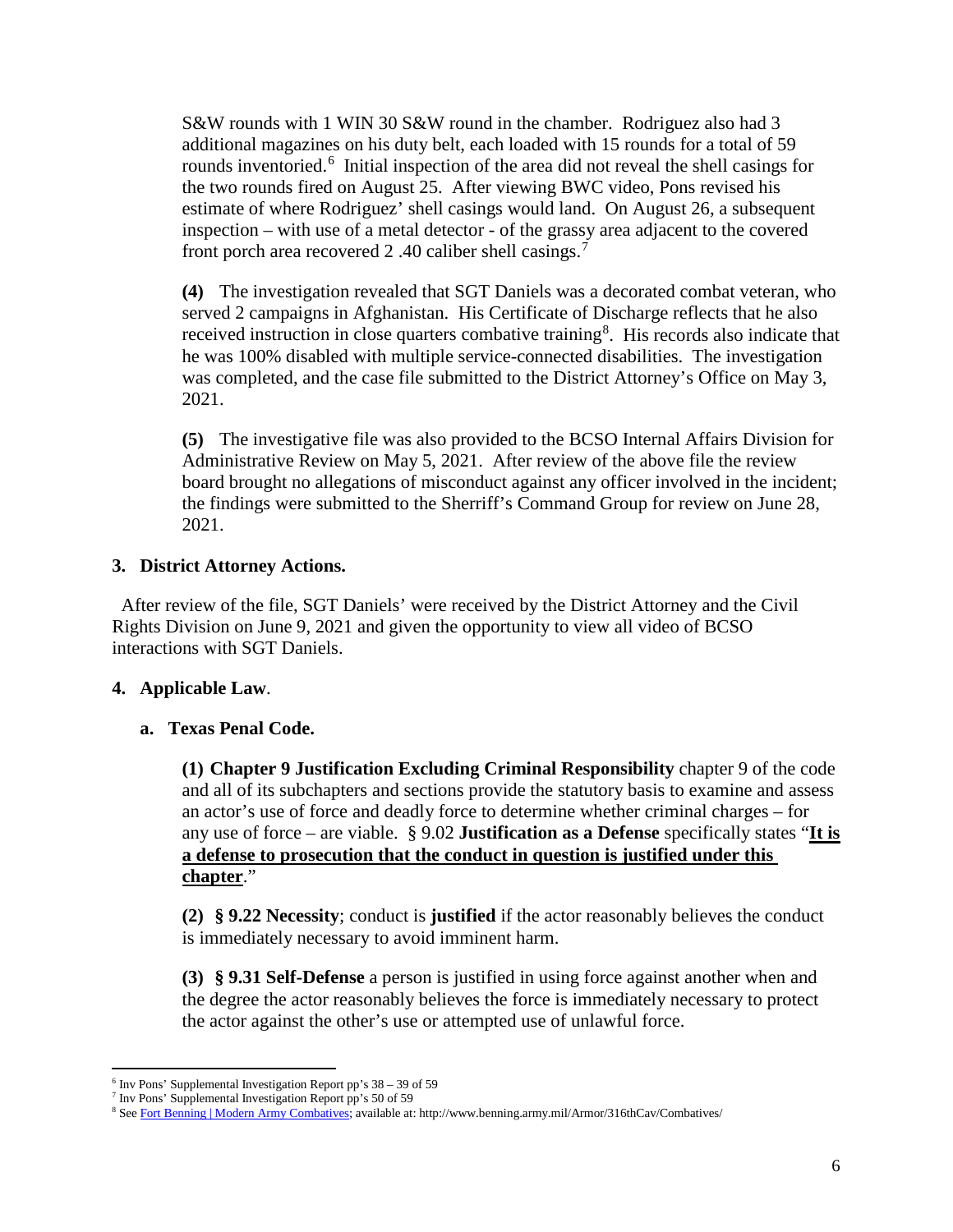S&W rounds with 1 WIN 30 S&W round in the chamber. Rodriguez also had 3 additional magazines on his duty belt, each loaded with 15 rounds for a total of 59 rounds inventoried.[6] Initial inspection of the area did not reveal the shell casings for the two rounds fired on August 25. After viewing BWC video, Pons revised his estimate of where Rodriguez' shell casings would land. On August 26, a subsequent inspection – with use of a metal detector - of the grassy area adjacent to the covered front porch area recovered 2 .40 caliber shell casings.[7]

**(4)** The investigation revealed that SGT Daniels was a decorated combat veteran, who served 2 campaigns in Afghanistan. His Certificate of Discharge reflects that he also received instruction in close quarters combative training[8]. His records also indicate that he was 100% disabled with multiple service-connected disabilities. The investigation was completed, and the case file submitted to the District Attorney's Office on May 3, 2021.

**(5)** The investigative file was also provided to the BCSO Internal Affairs Division for Administrative Review on May 5, 2021. After review of the above file the review board brought no allegations of misconduct against any officer involved in the incident; the findings were submitted to the Sherriff's Command Group for review on June 28, 2021.

## 3. District Attorney Actions.

After review of the file, SGT Daniels' were received by the District Attorney and the Civil Rights Division on June 9, 2021 and given the opportunity to view all video of BCSO interactions with SGT Daniels.

## 4. Applicable Law.

### a. Texas Penal Code.

**(1) Chapter 9 Justification Excluding Criminal Responsibility** chapter 9 of the code and all of its subchapters and sections provide the statutory basis to examine and assess an actor's use of force and deadly force to determine whether criminal charges – for any use of force – are viable. § 9.02 **Justification as a Defense** specifically states "**<u>It is a defense to prosecution that the conduct in question is justified under this chapter</u>**."

**(2) § 9.22 Necessity**; conduct is **justified** if the actor reasonably believes the conduct is immediately necessary to avoid imminent harm.

**(3) § 9.31 Self-Defense** a person is justified in using force against another when and the degree the actor reasonably believes the force is immediately necessary to protect the actor against the other's use or attempted use of unlawful force.

---

[6] Inv Pons' Supplemental Investigation Report pp's 38 – 39 of 59

[7] Inv Pons' Supplemental Investigation Report pp's 50 of 59

[8] See Fort Benning | Modern Army Combatives; available at: http://www.benning.army.mil/Armor/316thCav/Combatives/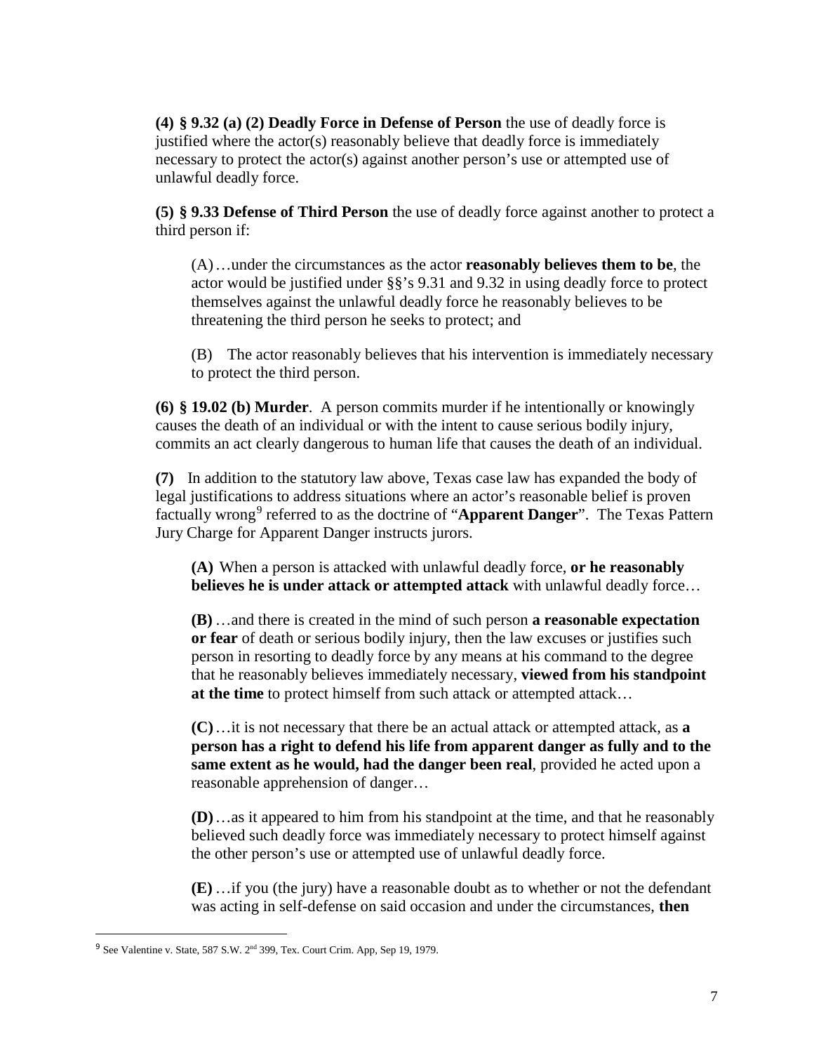**(4) § 9.32 (a) (2) Deadly Force in Defense of Person** the use of deadly force is justified where the actor(s) reasonably believe that deadly force is immediately necessary to protect the actor(s) against another person's use or attempted use of unlawful deadly force.

**(5) § 9.33 Defense of Third Person** the use of deadly force against another to protect a third person if:

> (A) …under the circumstances as the actor **reasonably believes them to be**, the actor would be justified under §§'s 9.31 and 9.32 in using deadly force to protect themselves against the unlawful deadly force he reasonably believes to be threatening the third person he seeks to protect; and
>
> (B) The actor reasonably believes that his intervention is immediately necessary to protect the third person.

**(6) § 19.02 (b) Murder**. A person commits murder if he intentionally or knowingly causes the death of an individual or with the intent to cause serious bodily injury, commits an act clearly dangerous to human life that causes the death of an individual.

**(7)** In addition to the statutory law above, Texas case law has expanded the body of legal justifications to address situations where an actor's reasonable belief is proven factually wrong[9] referred to as the doctrine of "**Apparent Danger**". The Texas Pattern Jury Charge for Apparent Danger instructs jurors.

> **(A)** When a person is attacked with unlawful deadly force, **or he reasonably believes he is under attack or attempted attack** with unlawful deadly force…
>
> **(B)** …and there is created in the mind of such person **a reasonable expectation or fear** of death or serious bodily injury, then the law excuses or justifies such person in resorting to deadly force by any means at his command to the degree that he reasonably believes immediately necessary, **viewed from his standpoint at the time** to protect himself from such attack or attempted attack…
>
> **(C)** …it is not necessary that there be an actual attack or attempted attack, as **a person has a right to defend his life from apparent danger as fully and to the same extent as he would, had the danger been real**, provided he acted upon a reasonable apprehension of danger…
>
> **(D)** …as it appeared to him from his standpoint at the time, and that he reasonably believed such deadly force was immediately necessary to protect himself against the other person's use or attempted use of unlawful deadly force.
>
> **(E)** …if you (the jury) have a reasonable doubt as to whether or not the defendant was acting in self-defense on said occasion and under the circumstances, **then**

---

[9] See Valentine v. State, 587 S.W. 2nd 399, Tex. Court Crim. App, Sep 19, 1979.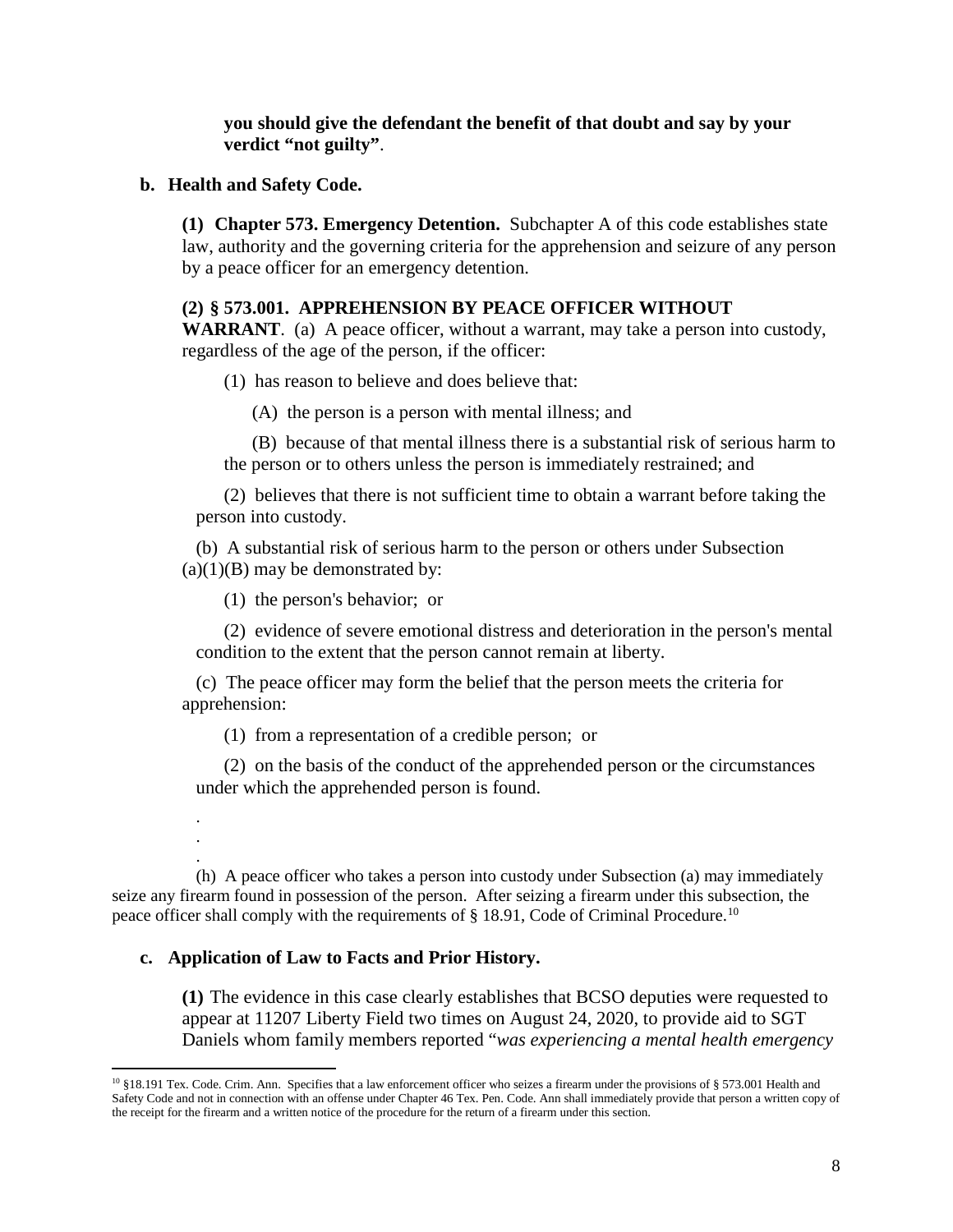**you should give the defendant the benefit of that doubt and say by your verdict "not guilty"**.

**b. Health and Safety Code.**

**(1) Chapter 573. Emergency Detention.** Subchapter A of this code establishes state law, authority and the governing criteria for the apprehension and seizure of any person by a peace officer for an emergency detention.

**(2) § 573.001. APPREHENSION BY PEACE OFFICER WITHOUT WARRANT**. (a) A peace officer, without a warrant, may take a person into custody, regardless of the age of the person, if the officer:

(1) has reason to believe and does believe that:

(A) the person is a person with mental illness; and

(B) because of that mental illness there is a substantial risk of serious harm to the person or to others unless the person is immediately restrained; and

(2) believes that there is not sufficient time to obtain a warrant before taking the person into custody.

(b) A substantial risk of serious harm to the person or others under Subsection (a)(1)(B) may be demonstrated by:

(1) the person's behavior; or

(2) evidence of severe emotional distress and deterioration in the person's mental condition to the extent that the person cannot remain at liberty.

(c) The peace officer may form the belief that the person meets the criteria for apprehension:

(1) from a representation of a credible person; or

(2) on the basis of the conduct of the apprehended person or the circumstances under which the apprehended person is found.

.
.
.

(h) A peace officer who takes a person into custody under Subsection (a) may immediately seize any firearm found in possession of the person. After seizing a firearm under this subsection, the peace officer shall comply with the requirements of § 18.91, Code of Criminal Procedure.[10]

**c. Application of Law to Facts and Prior History.**

**(1)** The evidence in this case clearly establishes that BCSO deputies were requested to appear at 11207 Liberty Field two times on August 24, 2020, to provide aid to SGT Daniels whom family members reported "*was experiencing a mental health emergency*

---

[10] §18.191 Tex. Code. Crim. Ann. Specifies that a law enforcement officer who seizes a firearm under the provisions of § 573.001 Health and Safety Code and not in connection with an offense under Chapter 46 Tex. Pen. Code. Ann shall immediately provide that person a written copy of the receipt for the firearm and a written notice of the procedure for the return of a firearm under this section.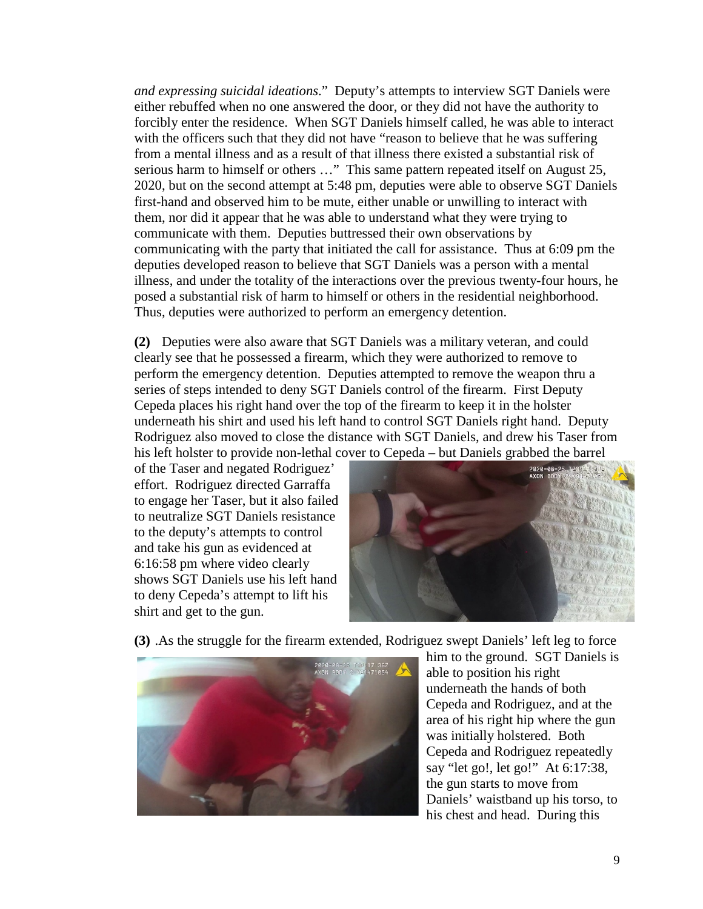*and expressing suicidal ideations*." Deputy's attempts to interview SGT Daniels were either rebuffed when no one answered the door, or they did not have the authority to forcibly enter the residence. When SGT Daniels himself called, he was able to interact with the officers such that they did not have "reason to believe that he was suffering from a mental illness and as a result of that illness there existed a substantial risk of serious harm to himself or others …" This same pattern repeated itself on August 25, 2020, but on the second attempt at 5:48 pm, deputies were able to observe SGT Daniels first-hand and observed him to be mute, either unable or unwilling to interact with them, nor did it appear that he was able to understand what they were trying to communicate with them. Deputies buttressed their own observations by communicating with the party that initiated the call for assistance. Thus at 6:09 pm the deputies developed reason to believe that SGT Daniels was a person with a mental illness, and under the totality of the interactions over the previous twenty-four hours, he posed a substantial risk of harm to himself or others in the residential neighborhood. Thus, deputies were authorized to perform an emergency detention.

**(2)** Deputies were also aware that SGT Daniels was a military veteran, and could clearly see that he possessed a firearm, which they were authorized to remove to perform the emergency detention. Deputies attempted to remove the weapon thru a series of steps intended to deny SGT Daniels control of the firearm. First Deputy Cepeda places his right hand over the top of the firearm to keep it in the holster underneath his shirt and used his left hand to control SGT Daniels right hand. Deputy Rodriguez also moved to close the distance with SGT Daniels, and drew his Taser from his left holster to provide non-lethal cover to Cepeda – but Daniels grabbed the barrel of the Taser and negated Rodriguez' effort. Rodriguez directed Garraffa to engage her Taser, but it also failed to neutralize SGT Daniels resistance to the deputy's attempts to control and take his gun as evidenced at 6:16:58 pm where video clearly shows SGT Daniels use his left hand to deny Cepeda's attempt to lift his shirt and get to the gun.

**(3)** .As the struggle for the firearm extended, Rodriguez swept Daniels' left leg to force him to the ground. SGT Daniels is able to position his right underneath the hands of both Cepeda and Rodriguez, and at the area of his right hip where the gun was initially holstered. Both Cepeda and Rodriguez repeatedly say "let go!, let go!" At 6:17:38, the gun starts to move from Daniels' waistband up his torso, to his chest and head. During this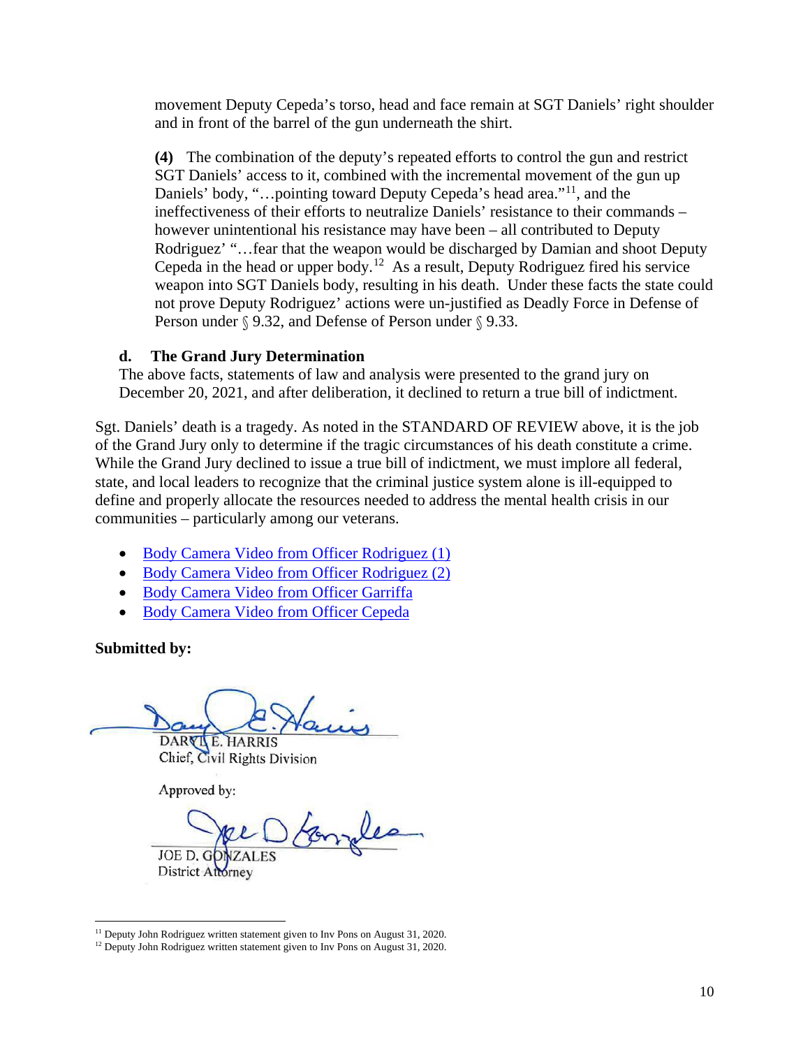movement Deputy Cepeda's torso, head and face remain at SGT Daniels' right shoulder and in front of the barrel of the gun underneath the shirt.

**(4)** The combination of the deputy's repeated efforts to control the gun and restrict SGT Daniels' access to it, combined with the incremental movement of the gun up Daniels' body, "…pointing toward Deputy Cepeda's head area."[11], and the ineffectiveness of their efforts to neutralize Daniels' resistance to their commands – however unintentional his resistance may have been – all contributed to Deputy Rodriguez' "…fear that the weapon would be discharged by Damian and shoot Deputy Cepeda in the head or upper body.[12] As a result, Deputy Rodriguez fired his service weapon into SGT Daniels body, resulting in his death. Under these facts the state could not prove Deputy Rodriguez' actions were un-justified as Deadly Force in Defense of Person under § 9.32, and Defense of Person under § 9.33.

**d. The Grand Jury Determination**

The above facts, statements of law and analysis were presented to the grand jury on December 20, 2021, and after deliberation, it declined to return a true bill of indictment.

Sgt. Daniels' death is a tragedy. As noted in the STANDARD OF REVIEW above, it is the job of the Grand Jury only to determine if the tragic circumstances of his death constitute a crime. While the Grand Jury declined to issue a true bill of indictment, we must implore all federal, state, and local leaders to recognize that the criminal justice system alone is ill-equipped to define and properly allocate the resources needed to address the mental health crisis in our communities – particularly among our veterans.

- Body Camera Video from Officer Rodriguez (1)
- Body Camera Video from Officer Rodriguez (2)
- Body Camera Video from Officer Garriffa
- Body Camera Video from Officer Cepeda

**Submitted by:**

DARYL E. HARRIS
Chief, Civil Rights Division

Approved by:

JOE D. GONZALES
District Attorney

[11] Deputy John Rodriguez written statement given to Inv Pons on August 31, 2020.
[12] Deputy John Rodriguez written statement given to Inv Pons on August 31, 2020.